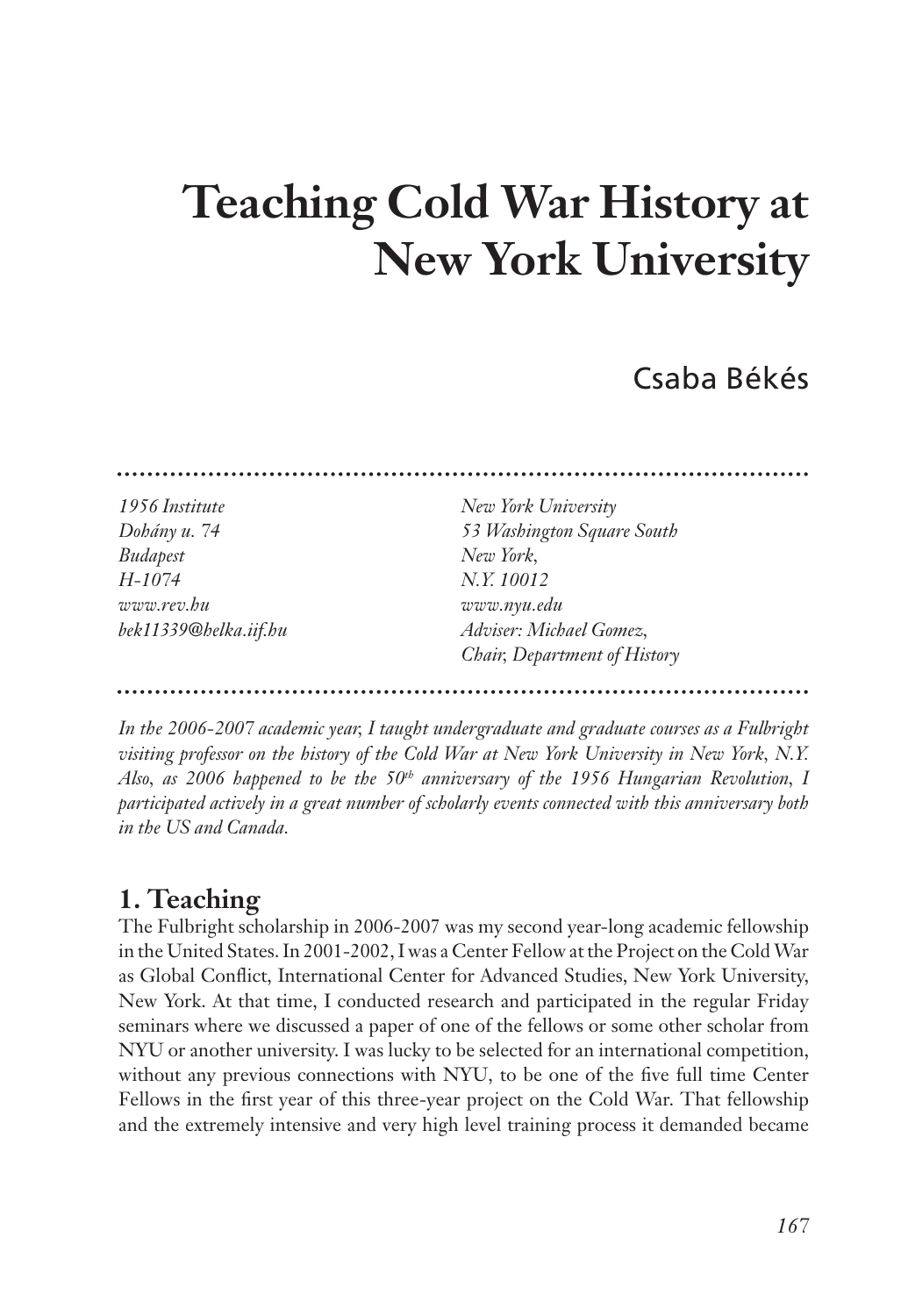# Teaching Cold War History at New York University

Csaba Békés

---

*1956 Institute*
*Dohány u. 74*
*Budapest*
*H-1074*
*www.rev.hu*
*bek11339@helka.iif.hu*

*New York University*
*53 Washington Square South*
*New York,*
*N.Y. 10012*
*www.nyu.edu*
*Adviser: Michael Gomez,*
*Chair, Department of History*

---

*In the 2006-2007 academic year, I taught undergraduate and graduate courses as a Fulbright visiting professor on the history of the Cold War at New York University in New York, N.Y. Also, as 2006 happened to be the 50th anniversary of the 1956 Hungarian Revolution, I participated actively in a great number of scholarly events connected with this anniversary both in the US and Canada.*

## 1. Teaching

The Fulbright scholarship in 2006-2007 was my second year-long academic fellowship in the United States. In 2001-2002, I was a Center Fellow at the Project on the Cold War as Global Conflict, International Center for Advanced Studies, New York University, New York. At that time, I conducted research and participated in the regular Friday seminars where we discussed a paper of one of the fellows or some other scholar from NYU or another university. I was lucky to be selected for an international competition, without any previous connections with NYU, to be one of the five full time Center Fellows in the first year of this three-year project on the Cold War. That fellowship and the extremely intensive and very high level training process it demanded became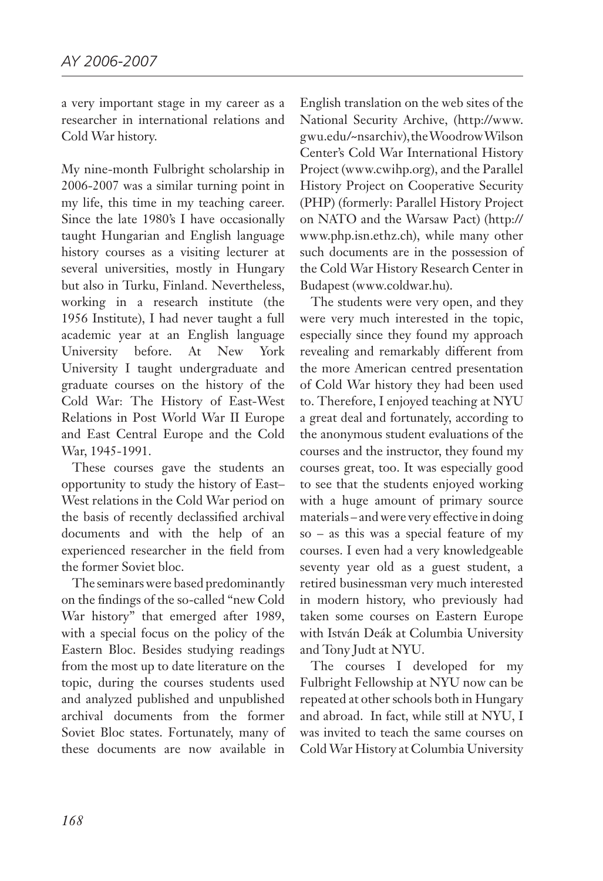a very important stage in my career as a researcher in international relations and Cold War history.

My nine-month Fulbright scholarship in 2006-2007 was a similar turning point in my life, this time in my teaching career. Since the late 1980's I have occasionally taught Hungarian and English language history courses as a visiting lecturer at several universities, mostly in Hungary but also in Turku, Finland. Nevertheless, working in a research institute (the 1956 Institute), I had never taught a full academic year at an English language University before. At New York University I taught undergraduate and graduate courses on the history of the Cold War: The History of East-West Relations in Post World War II Europe and East Central Europe and the Cold War, 1945-1991.

These courses gave the students an opportunity to study the history of East–West relations in the Cold War period on the basis of recently declassified archival documents and with the help of an experienced researcher in the field from the former Soviet bloc.

The seminars were based predominantly on the findings of the so-called "new Cold War history" that emerged after 1989, with a special focus on the policy of the Eastern Bloc. Besides studying readings from the most up to date literature on the topic, during the courses students used and analyzed published and unpublished archival documents from the former Soviet Bloc states. Fortunately, many of these documents are now available in English translation on the web sites of the National Security Archive, (http://www.gwu.edu/~nsarchiv), the Woodrow Wilson Center's Cold War International History Project (www.cwihp.org), and the Parallel History Project on Cooperative Security (PHP) (formerly: Parallel History Project on NATO and the Warsaw Pact) (http://www.php.isn.ethz.ch), while many other such documents are in the possession of the Cold War History Research Center in Budapest (www.coldwar.hu).

The students were very open, and they were very much interested in the topic, especially since they found my approach revealing and remarkably different from the more American centred presentation of Cold War history they had been used to. Therefore, I enjoyed teaching at NYU a great deal and fortunately, according to the anonymous student evaluations of the courses and the instructor, they found my courses great, too. It was especially good to see that the students enjoyed working with a huge amount of primary source materials – and were very effective in doing so – as this was a special feature of my courses. I even had a very knowledgeable seventy year old as a guest student, a retired businessman very much interested in modern history, who previously had taken some courses on Eastern Europe with István Deák at Columbia University and Tony Judt at NYU.

The courses I developed for my Fulbright Fellowship at NYU now can be repeated at other schools both in Hungary and abroad. In fact, while still at NYU, I was invited to teach the same courses on Cold War History at Columbia University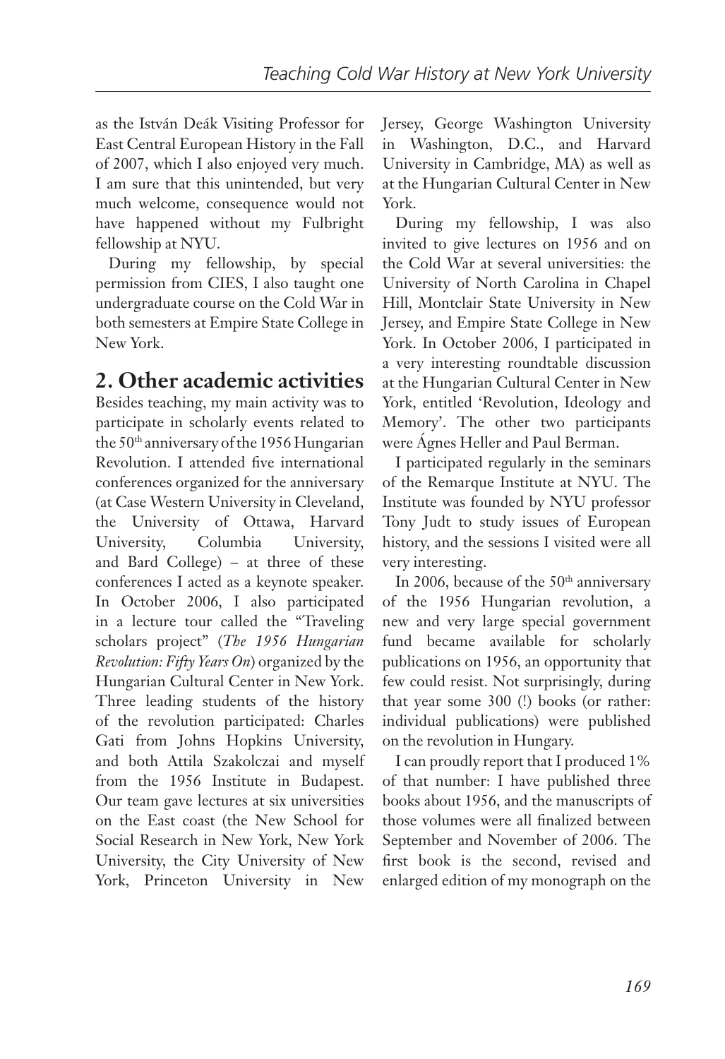as the István Deák Visiting Professor for East Central European History in the Fall of 2007, which I also enjoyed very much. I am sure that this unintended, but very much welcome, consequence would not have happened without my Fulbright fellowship at NYU.

During my fellowship, by special permission from CIES, I also taught one undergraduate course on the Cold War in both semesters at Empire State College in New York.

## 2. Other academic activities

Besides teaching, my main activity was to participate in scholarly events related to the 50th anniversary of the 1956 Hungarian Revolution. I attended five international conferences organized for the anniversary (at Case Western University in Cleveland, the University of Ottawa, Harvard University, Columbia University, and Bard College) – at three of these conferences I acted as a keynote speaker. In October 2006, I also participated in a lecture tour called the "Traveling scholars project" (*The 1956 Hungarian Revolution: Fifty Years On*) organized by the Hungarian Cultural Center in New York. Three leading students of the history of the revolution participated: Charles Gati from Johns Hopkins University, and both Attila Szakolczai and myself from the 1956 Institute in Budapest. Our team gave lectures at six universities on the East coast (the New School for Social Research in New York, New York University, the City University of New York, Princeton University in New Jersey, George Washington University in Washington, D.C., and Harvard University in Cambridge, MA) as well as at the Hungarian Cultural Center in New York.

During my fellowship, I was also invited to give lectures on 1956 and on the Cold War at several universities: the University of North Carolina in Chapel Hill, Montclair State University in New Jersey, and Empire State College in New York. In October 2006, I participated in a very interesting roundtable discussion at the Hungarian Cultural Center in New York, entitled 'Revolution, Ideology and Memory'. The other two participants were Ágnes Heller and Paul Berman.

I participated regularly in the seminars of the Remarque Institute at NYU. The Institute was founded by NYU professor Tony Judt to study issues of European history, and the sessions I visited were all very interesting.

In 2006, because of the 50th anniversary of the 1956 Hungarian revolution, a new and very large special government fund became available for scholarly publications on 1956, an opportunity that few could resist. Not surprisingly, during that year some 300 (!) books (or rather: individual publications) were published on the revolution in Hungary.

I can proudly report that I produced 1% of that number: I have published three books about 1956, and the manuscripts of those volumes were all finalized between September and November of 2006. The first book is the second, revised and enlarged edition of my monograph on the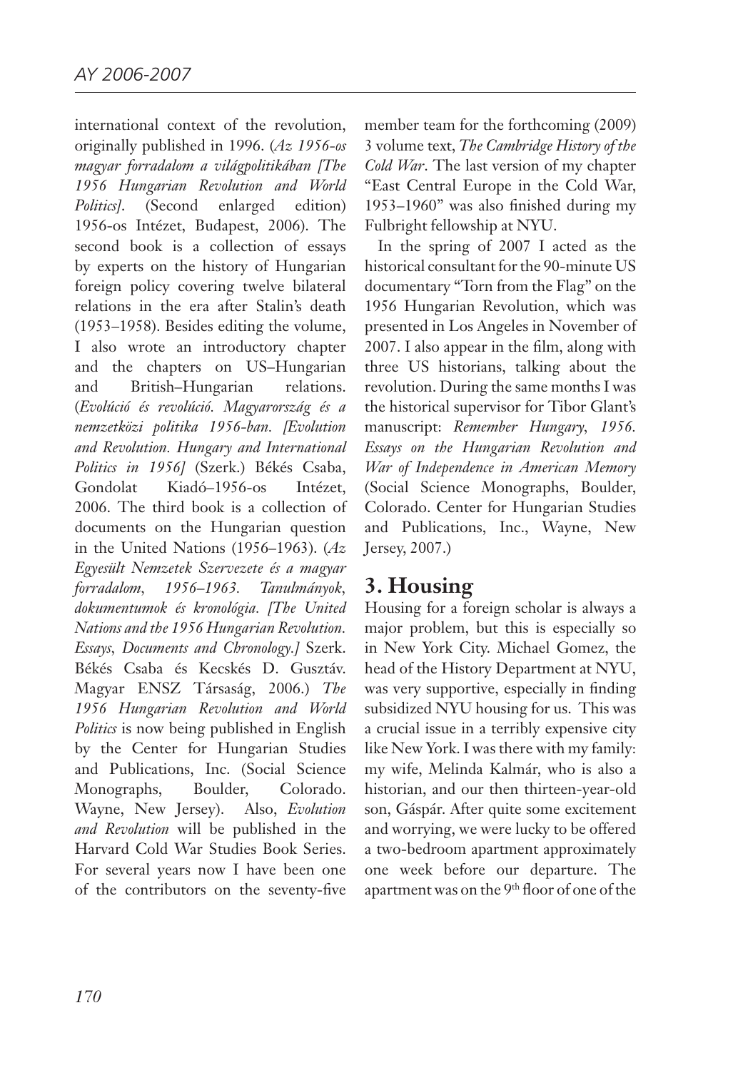international context of the revolution, originally published in 1996. (*Az 1956-os magyar forradalom a világpolitikában [The 1956 Hungarian Revolution and World Politics]*. (Second enlarged edition) 1956-os Intézet, Budapest, 2006). The second book is a collection of essays by experts on the history of Hungarian foreign policy covering twelve bilateral relations in the era after Stalin's death (1953–1958). Besides editing the volume, I also wrote an introductory chapter and the chapters on US–Hungarian and British–Hungarian relations. (*Evolúció és revolúció. Magyarország és a nemzetközi politika 1956-ban. [Evolution and Revolution. Hungary and International Politics in 1956]* (Szerk.) Békés Csaba, Gondolat Kiadó–1956-os Intézet, 2006. The third book is a collection of documents on the Hungarian question in the United Nations (1956–1963). (*Az Egyesült Nemzetek Szervezete és a magyar forradalom, 1956–1963. Tanulmányok, dokumentumok és kronológia. [The United Nations and the 1956 Hungarian Revolution. Essays, Documents and Chronology.]* Szerk. Békés Csaba és Kecskés D. Gusztáv. Magyar ENSZ Társaság, 2006.) *The 1956 Hungarian Revolution and World Politics* is now being published in English by the Center for Hungarian Studies and Publications, Inc. (Social Science Monographs, Boulder, Colorado. Wayne, New Jersey). Also, *Evolution and Revolution* will be published in the Harvard Cold War Studies Book Series. For several years now I have been one of the contributors on the seventy-five member team for the forthcoming (2009) 3 volume text, *The Cambridge History of the Cold War*. The last version of my chapter "East Central Europe in the Cold War, 1953–1960" was also finished during my Fulbright fellowship at NYU.

In the spring of 2007 I acted as the historical consultant for the 90-minute US documentary "Torn from the Flag" on the 1956 Hungarian Revolution, which was presented in Los Angeles in November of 2007. I also appear in the film, along with three US historians, talking about the revolution. During the same months I was the historical supervisor for Tibor Glant's manuscript: *Remember Hungary, 1956. Essays on the Hungarian Revolution and War of Independence in American Memory* (Social Science Monographs, Boulder, Colorado. Center for Hungarian Studies and Publications, Inc., Wayne, New Jersey, 2007.)

## 3. Housing

Housing for a foreign scholar is always a major problem, but this is especially so in New York City. Michael Gomez, the head of the History Department at NYU, was very supportive, especially in finding subsidized NYU housing for us. This was a crucial issue in a terribly expensive city like New York. I was there with my family: my wife, Melinda Kalmár, who is also a historian, and our then thirteen-year-old son, Gáspár. After quite some excitement and worrying, we were lucky to be offered a two-bedroom apartment approximately one week before our departure. The apartment was on the 9th floor of one of the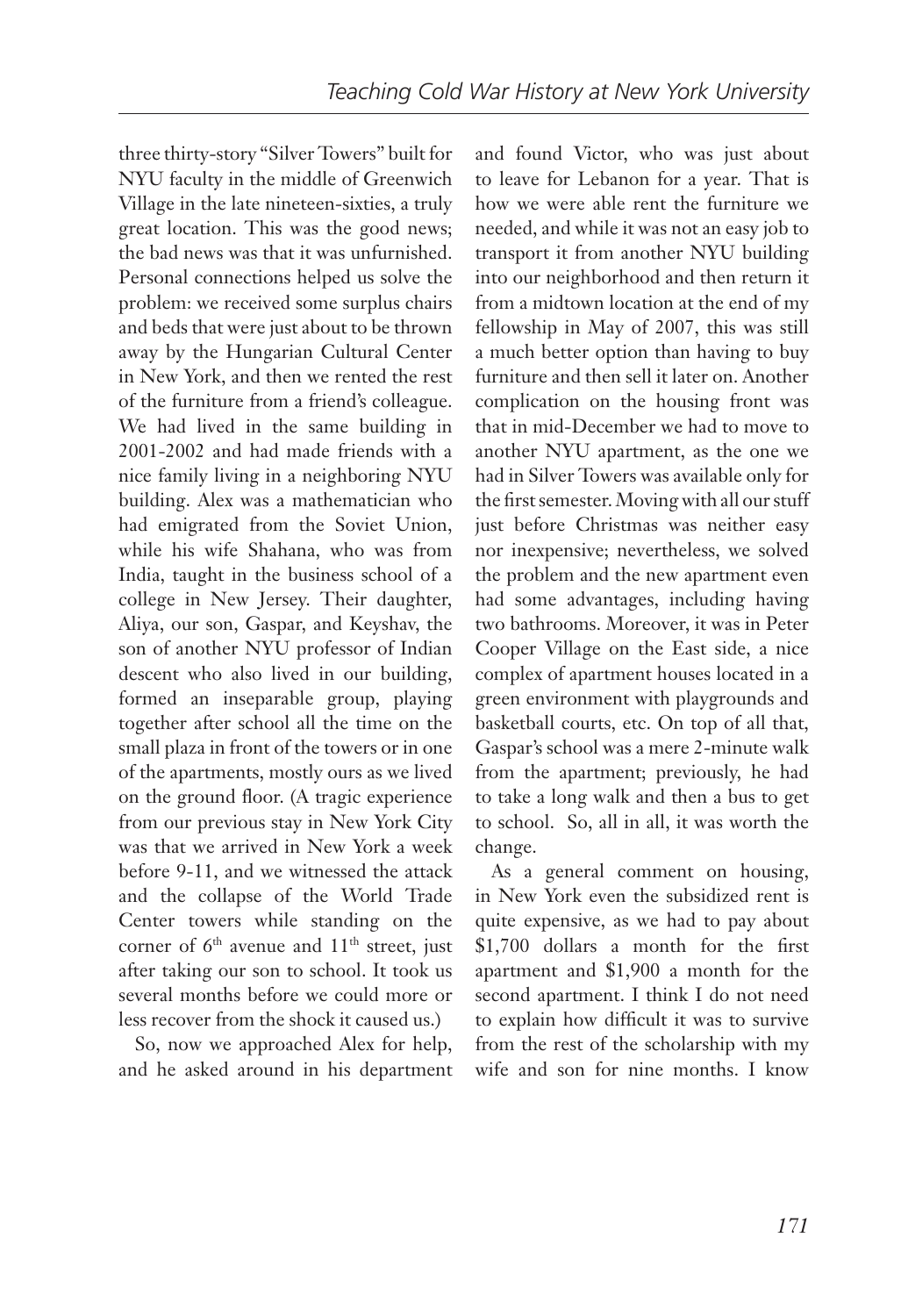three thirty-story "Silver Towers" built for NYU faculty in the middle of Greenwich Village in the late nineteen-sixties, a truly great location. This was the good news; the bad news was that it was unfurnished. Personal connections helped us solve the problem: we received some surplus chairs and beds that were just about to be thrown away by the Hungarian Cultural Center in New York, and then we rented the rest of the furniture from a friend's colleague. We had lived in the same building in 2001-2002 and had made friends with a nice family living in a neighboring NYU building. Alex was a mathematician who had emigrated from the Soviet Union, while his wife Shahana, who was from India, taught in the business school of a college in New Jersey. Their daughter, Aliya, our son, Gaspar, and Keyshav, the son of another NYU professor of Indian descent who also lived in our building, formed an inseparable group, playing together after school all the time on the small plaza in front of the towers or in one of the apartments, mostly ours as we lived on the ground floor. (A tragic experience from our previous stay in New York City was that we arrived in New York a week before 9-11, and we witnessed the attack and the collapse of the World Trade Center towers while standing on the corner of 6th avenue and 11th street, just after taking our son to school. It took us several months before we could more or less recover from the shock it caused us.)

So, now we approached Alex for help, and he asked around in his department and found Victor, who was just about to leave for Lebanon for a year. That is how we were able rent the furniture we needed, and while it was not an easy job to transport it from another NYU building into our neighborhood and then return it from a midtown location at the end of my fellowship in May of 2007, this was still a much better option than having to buy furniture and then sell it later on. Another complication on the housing front was that in mid-December we had to move to another NYU apartment, as the one we had in Silver Towers was available only for the first semester. Moving with all our stuff just before Christmas was neither easy nor inexpensive; nevertheless, we solved the problem and the new apartment even had some advantages, including having two bathrooms. Moreover, it was in Peter Cooper Village on the East side, a nice complex of apartment houses located in a green environment with playgrounds and basketball courts, etc. On top of all that, Gaspar's school was a mere 2-minute walk from the apartment; previously, he had to take a long walk and then a bus to get to school. So, all in all, it was worth the change.

As a general comment on housing, in New York even the subsidized rent is quite expensive, as we had to pay about $1,700 dollars a month for the first apartment and $1,900 a month for the second apartment. I think I do not need to explain how difficult it was to survive from the rest of the scholarship with my wife and son for nine months. I know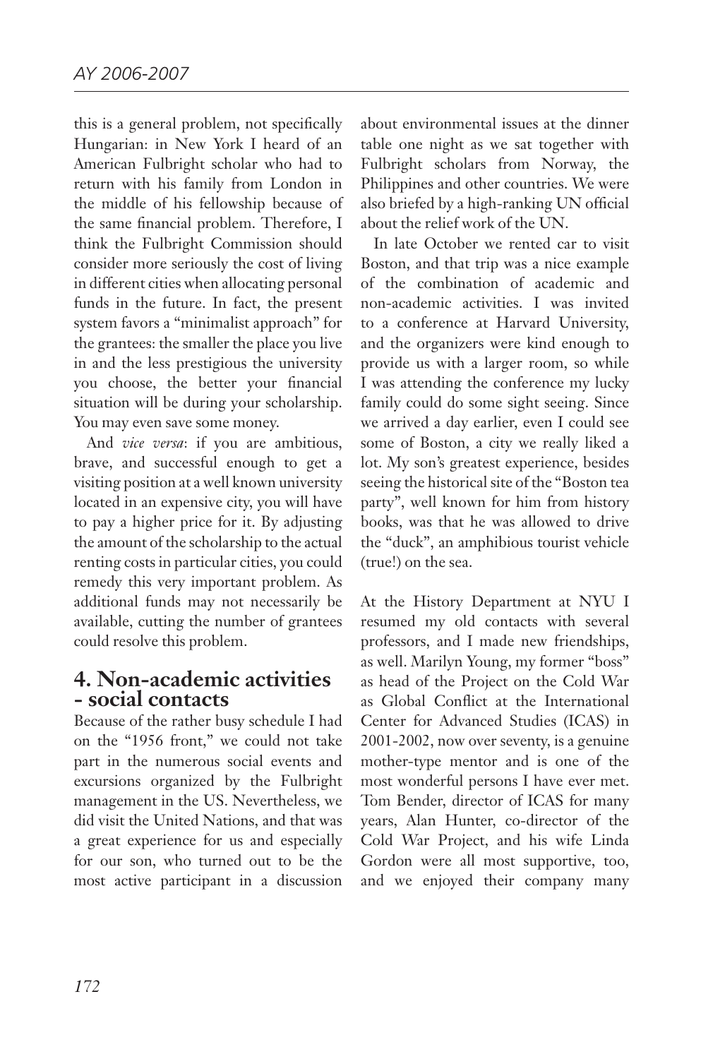this is a general problem, not specifically Hungarian: in New York I heard of an American Fulbright scholar who had to return with his family from London in the middle of his fellowship because of the same financial problem. Therefore, I think the Fulbright Commission should consider more seriously the cost of living in different cities when allocating personal funds in the future. In fact, the present system favors a "minimalist approach" for the grantees: the smaller the place you live in and the less prestigious the university you choose, the better your financial situation will be during your scholarship. You may even save some money.

And *vice versa*: if you are ambitious, brave, and successful enough to get a visiting position at a well known university located in an expensive city, you will have to pay a higher price for it. By adjusting the amount of the scholarship to the actual renting costs in particular cities, you could remedy this very important problem. As additional funds may not necessarily be available, cutting the number of grantees could resolve this problem.

## 4. Non-academic activities - social contacts

Because of the rather busy schedule I had on the "1956 front," we could not take part in the numerous social events and excursions organized by the Fulbright management in the US. Nevertheless, we did visit the United Nations, and that was a great experience for us and especially for our son, who turned out to be the most active participant in a discussion about environmental issues at the dinner table one night as we sat together with Fulbright scholars from Norway, the Philippines and other countries. We were also briefed by a high-ranking UN official about the relief work of the UN.

In late October we rented car to visit Boston, and that trip was a nice example of the combination of academic and non-academic activities. I was invited to a conference at Harvard University, and the organizers were kind enough to provide us with a larger room, so while I was attending the conference my lucky family could do some sight seeing. Since we arrived a day earlier, even I could see some of Boston, a city we really liked a lot. My son's greatest experience, besides seeing the historical site of the "Boston tea party", well known for him from history books, was that he was allowed to drive the "duck", an amphibious tourist vehicle (true!) on the sea.

At the History Department at NYU I resumed my old contacts with several professors, and I made new friendships, as well. Marilyn Young, my former "boss" as head of the Project on the Cold War as Global Conflict at the International Center for Advanced Studies (ICAS) in 2001-2002, now over seventy, is a genuine mother-type mentor and is one of the most wonderful persons I have ever met. Tom Bender, director of ICAS for many years, Alan Hunter, co-director of the Cold War Project, and his wife Linda Gordon were all most supportive, too, and we enjoyed their company many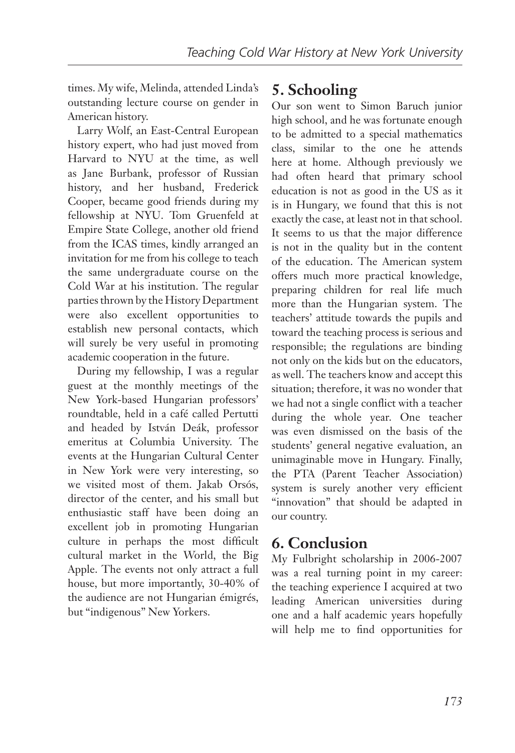times. My wife, Melinda, attended Linda's outstanding lecture course on gender in American history.

Larry Wolf, an East-Central European history expert, who had just moved from Harvard to NYU at the time, as well as Jane Burbank, professor of Russian history, and her husband, Frederick Cooper, became good friends during my fellowship at NYU. Tom Gruenfeld at Empire State College, another old friend from the ICAS times, kindly arranged an invitation for me from his college to teach the same undergraduate course on the Cold War at his institution. The regular parties thrown by the History Department were also excellent opportunities to establish new personal contacts, which will surely be very useful in promoting academic cooperation in the future.

During my fellowship, I was a regular guest at the monthly meetings of the New York-based Hungarian professors' roundtable, held in a café called Pertutti and headed by István Deák, professor emeritus at Columbia University. The events at the Hungarian Cultural Center in New York were very interesting, so we visited most of them. Jakab Orsós, director of the center, and his small but enthusiastic staff have been doing an excellent job in promoting Hungarian culture in perhaps the most difficult cultural market in the World, the Big Apple. The events not only attract a full house, but more importantly, 30-40% of the audience are not Hungarian émigrés, but "indigenous" New Yorkers.

## 5. Schooling

Our son went to Simon Baruch junior high school, and he was fortunate enough to be admitted to a special mathematics class, similar to the one he attends here at home. Although previously we had often heard that primary school education is not as good in the US as it is in Hungary, we found that this is not exactly the case, at least not in that school. It seems to us that the major difference is not in the quality but in the content of the education. The American system offers much more practical knowledge, preparing children for real life much more than the Hungarian system. The teachers' attitude towards the pupils and toward the teaching process is serious and responsible; the regulations are binding not only on the kids but on the educators, as well. The teachers know and accept this situation; therefore, it was no wonder that we had not a single conflict with a teacher during the whole year. One teacher was even dismissed on the basis of the students' general negative evaluation, an unimaginable move in Hungary. Finally, the PTA (Parent Teacher Association) system is surely another very efficient "innovation" that should be adapted in our country.

## 6. Conclusion

My Fulbright scholarship in 2006-2007 was a real turning point in my career: the teaching experience I acquired at two leading American universities during one and a half academic years hopefully will help me to find opportunities for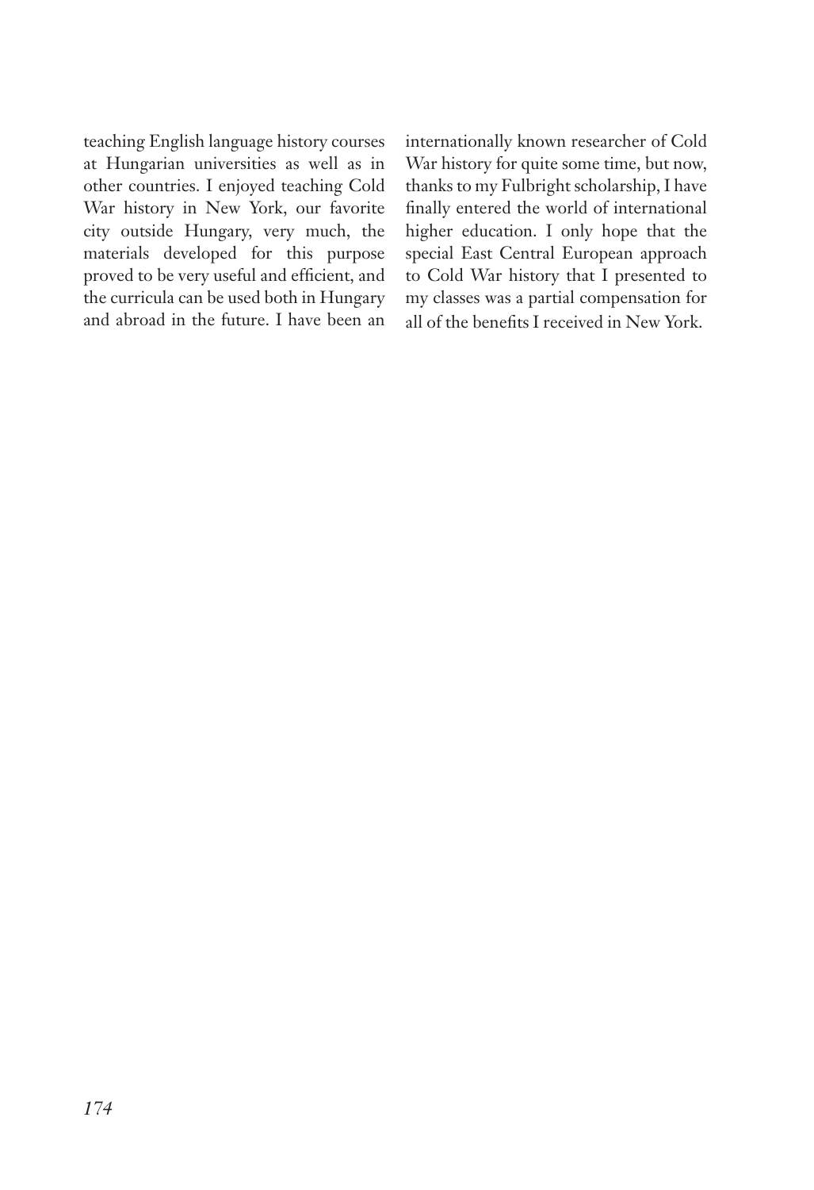teaching English language history courses at Hungarian universities as well as in other countries. I enjoyed teaching Cold War history in New York, our favorite city outside Hungary, very much, the materials developed for this purpose proved to be very useful and efficient, and the curricula can be used both in Hungary and abroad in the future. I have been an internationally known researcher of Cold War history for quite some time, but now, thanks to my Fulbright scholarship, I have finally entered the world of international higher education. I only hope that the special East Central European approach to Cold War history that I presented to my classes was a partial compensation for all of the benefits I received in New York.